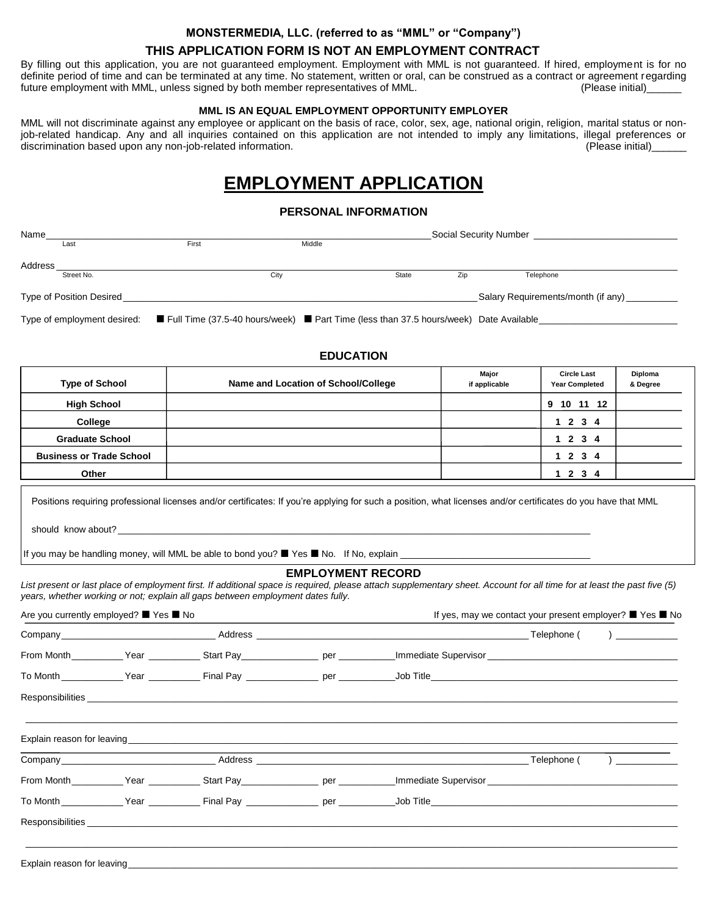**MONSTERMEDIA, LLC. (referred to as "MML" or "Company")**

**THIS APPLICATION FORM IS NOT AN EMPLOYMENT CONTRACT**

By filling out this application, you are not guaranteed employment. Employment with MML is not guaranteed. If hired, employment is for no definite period of time and can be terminated at any time. No statement, written or oral, can be construed as a contract or agreement regarding future employment with MML, unless signed by both member representatives of MML. (Please initial)______

**MML IS AN EQUAL EMPLOYMENT OPPORTUNITY EMPLOYER**

MML will not discriminate against any employee or applicant on the basis of race, color, sex, age, national origin, religion, marital status or non-job-related handicap. Any and all inquiries contained on this application are not intended to imply any limitations, illegal preferences or discrimination based upon any non-job-related information. (Please initial)______

# EMPLOYMENT APPLICATION

## PERSONAL INFORMATION

Name______________________________________________ Social Security Number ____________________
Last First Middle

Address ____________________________________________________________________________
Street No. City State Zip Telephone

Type of Position Desired______________________________________ Salary Requirements/month (if any)__________

Type of employment desired: ■ Full Time (37.5-40 hours/week) ■ Part Time (less than 37.5 hours/week) Date Available____________________

## EDUCATION

| Type of School | Name and Location of School/College | Major if applicable | Circle Last Year Completed | Diploma & Degree |
|---|---|---|---|---|
| High School | | | 9 10 11 12 | |
| College | | | 1 2 3 4 | |
| Graduate School | | | 1 2 3 4 | |
| Business or Trade School | | | 1 2 3 4 | |
| Other | | | 1 2 3 4 | |

Positions requiring professional licenses and/or certificates: If you're applying for such a position, what licenses and/or certificates do you have that MML should know about? ____________________________________________

If you may be handling money, will MML be able to bond you? ■ Yes ■ No. If No, explain ____________________

## EMPLOYMENT RECORD

*List present or last place of employment first. If additional space is required, please attach supplementary sheet. Account for all time for at least the past five (5) years, whether working or not; explain all gaps between employment dates fully.*

Are you currently employed? ■ Yes ■ No If yes, may we contact your present employer? ■ Yes ■ No

Company____________________ Address ______________________________ Telephone ( ) __________

From Month__________ Year __________ Start Pay______________ per __________ Immediate Supervisor ____________________

To Month ___________ Year __________ Final Pay ______________ per __________ Job Title____________________

Responsibilities ____________________________________________________________________________

____________________________________________________________________________

Explain reason for leaving____________________________________________________________________

Company____________________ Address ______________________________ Telephone ( ) __________

From Month__________ Year __________ Start Pay______________ per __________ Immediate Supervisor ____________________

To Month ___________ Year __________ Final Pay ______________ per __________ Job Title____________________

Responsibilities ____________________________________________________________________________

____________________________________________________________________________

Explain reason for leaving____________________________________________________________________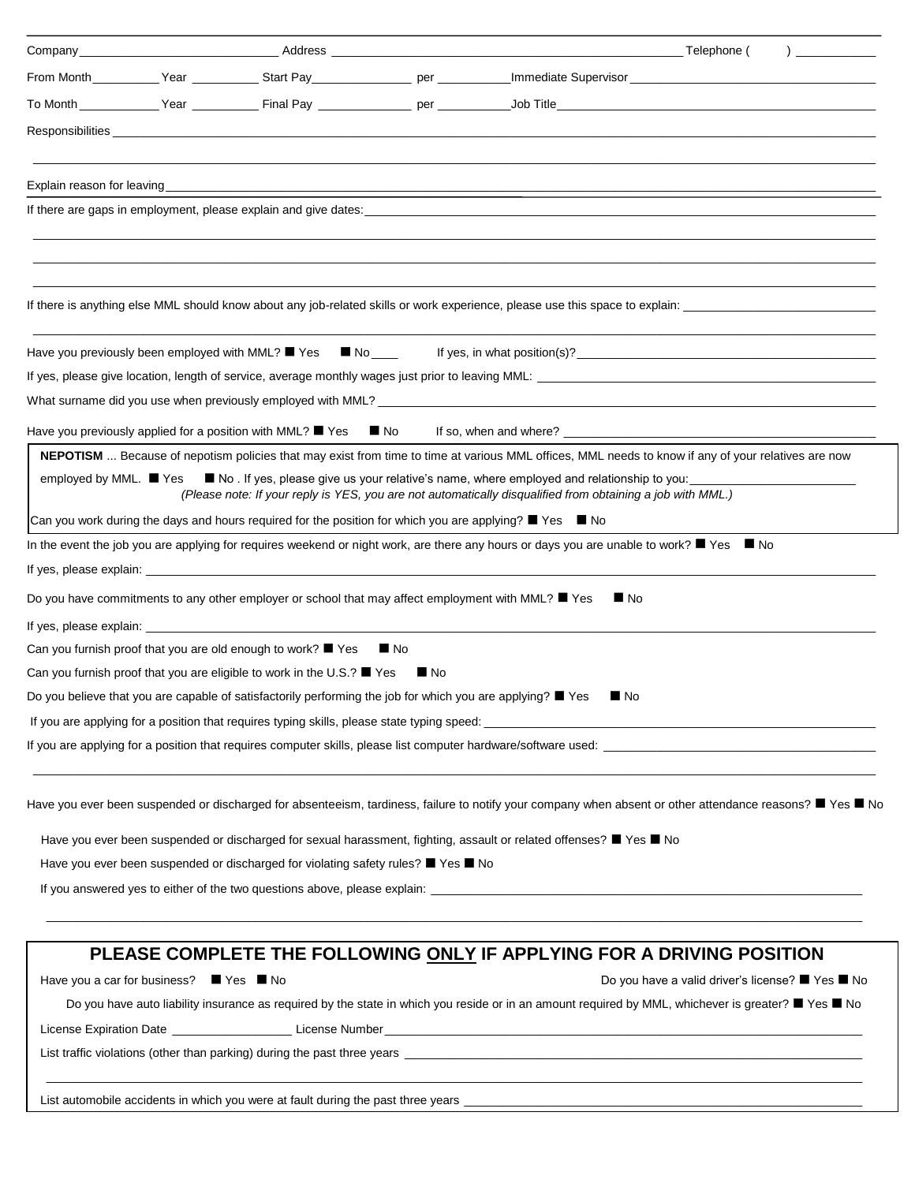Company ______________________ Address ______________________________________ Telephone ( ) __________

From Month ________ Year ________ Start Pay ____________ per _________ Immediate Supervisor ______________________________

To Month __________ Year ________ Final Pay ____________ per _________ Job Title ______________________________________

Responsibilities ____________________________________________________________________________________________

____________________________________________________________________________________________

Explain reason for leaving ____________________________________________________________________________________

If there are gaps in employment, please explain and give dates: ______________________________________________________

____________________________________________________________________________________________

____________________________________________________________________________________________

____________________________________________________________________________________________

If there is anything else MML should know about any job-related skills or work experience, please use this space to explain: ______________________

____________________________________________________________________________________________

Have you previously been employed with MML? ■ Yes ■ No ____ If yes, in what position(s)? ______________________________

If yes, please give location, length of service, average monthly wages just prior to leaving MML: __________________________

What surname did you use when previously employed with MML? ____________________________________________________

Have you previously applied for a position with MML? ■ Yes ■ No If so, when and where? ______________________________

**NEPOTISM** ... Because of nepotism policies that may exist from time to time at various MML offices, MML needs to know if any of your relatives are now employed by MML. ■ Yes ■ No . If yes, please give us your relative's name, where employed and relationship to you: ____________________

*(Please note: If your reply is YES, you are not automatically disqualified from obtaining a job with MML.)*

Can you work during the days and hours required for the position for which you are applying? ■ Yes ■ No

In the event the job you are applying for requires weekend or night work, are there any hours or days you are unable to work? ■ Yes ■ No

If yes, please explain: ________________________________________________________________________________

Do you have commitments to any other employer or school that may affect employment with MML? ■ Yes ■ No

If yes, please explain: ________________________________________________________________________________

Can you furnish proof that you are old enough to work? ■ Yes ■ No

Can you furnish proof that you are eligible to work in the U.S.? ■ Yes ■ No

Do you believe that you are capable of satisfactorily performing the job for which you are applying? ■ Yes ■ No

If you are applying for a position that requires typing skills, please state typing speed: ______________________________

If you are applying for a position that requires computer skills, please list computer hardware/software used: ______________________

____________________________________________________________________________________________

Have you ever been suspended or discharged for absenteeism, tardiness, failure to notify your company when absent or other attendance reasons? ■ Yes ■ No

Have you ever been suspended or discharged for sexual harassment, fighting, assault or related offenses? ■ Yes ■ No

Have you ever been suspended or discharged for violating safety rules? ■ Yes ■ No

If you answered yes to either of the two questions above, please explain: ______________________________________

____________________________________________________________________________________________

## PLEASE COMPLETE THE FOLLOWING ONLY IF APPLYING FOR A DRIVING POSITION

Have you a car for business? ■ Yes ■ No Do you have a valid driver's license? ■ Yes ■ No

Do you have auto liability insurance as required by the state in which you reside or in an amount required by MML, whichever is greater? ■ Yes ■ No

License Expiration Date ______________ License Number ______________________________________________

List traffic violations (other than parking) during the past three years ______________________________________

____________________________________________________________________________________________

List automobile accidents in which you were at fault during the past three years ______________________________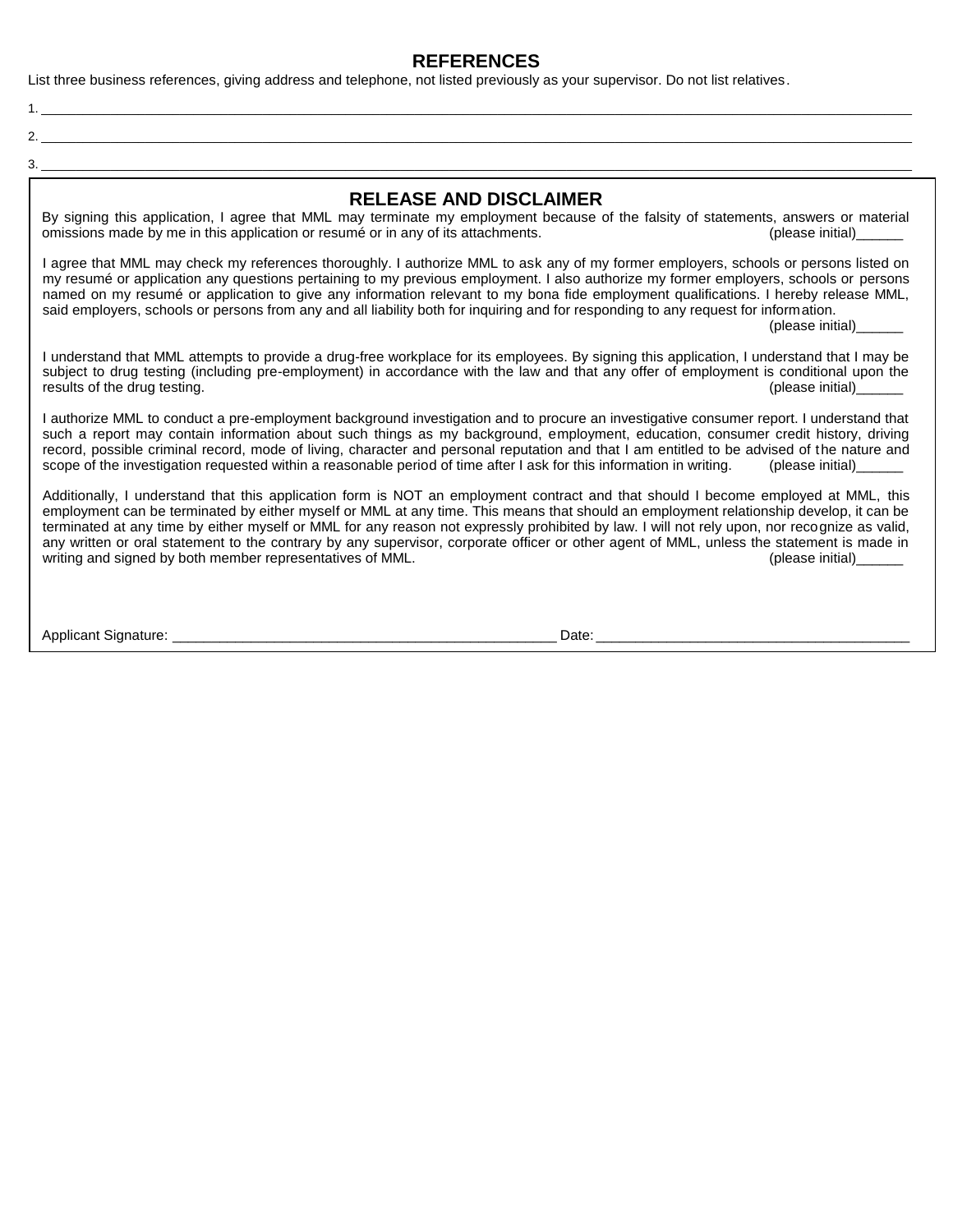## REFERENCES

List three business references, giving address and telephone, not listed previously as your supervisor. Do not list relatives.

1. ___________________________________________________________________________

2. ___________________________________________________________________________

3. ___________________________________________________________________________

## RELEASE AND DISCLAIMER

By signing this application, I agree that MML may terminate my employment because of the falsity of statements, answers or material omissions made by me in this application or resumé or in any of its attachments. (please initial)______

I agree that MML may check my references thoroughly. I authorize MML to ask any of my former employers, schools or persons listed on my resumé or application any questions pertaining to my previous employment. I also authorize my former employers, schools or persons named on my resumé or application to give any information relevant to my bona fide employment qualifications. I hereby release MML, said employers, schools or persons from any and all liability both for inquiring and for responding to any request for information. (please initial)______

I understand that MML attempts to provide a drug-free workplace for its employees. By signing this application, I understand that I may be subject to drug testing (including pre-employment) in accordance with the law and that any offer of employment is conditional upon the results of the drug testing. (please initial)______

I authorize MML to conduct a pre-employment background investigation and to procure an investigative consumer report. I understand that such a report may contain information about such things as my background, employment, education, consumer credit history, driving record, possible criminal record, mode of living, character and personal reputation and that I am entitled to be advised of the nature and scope of the investigation requested within a reasonable period of time after I ask for this information in writing. (please initial)______

Additionally, I understand that this application form is NOT an employment contract and that should I become employed at MML, this employment can be terminated by either myself or MML at any time. This means that should an employment relationship develop, it can be terminated at any time by either myself or MML for any reason not expressly prohibited by law. I will not rely upon, nor recognize as valid, any written or oral statement to the contrary by any supervisor, corporate officer or other agent of MML, unless the statement is made in writing and signed by both member representatives of MML. (please initial)______

Applicant Signature: __________________________________________ Date: ____________________________________